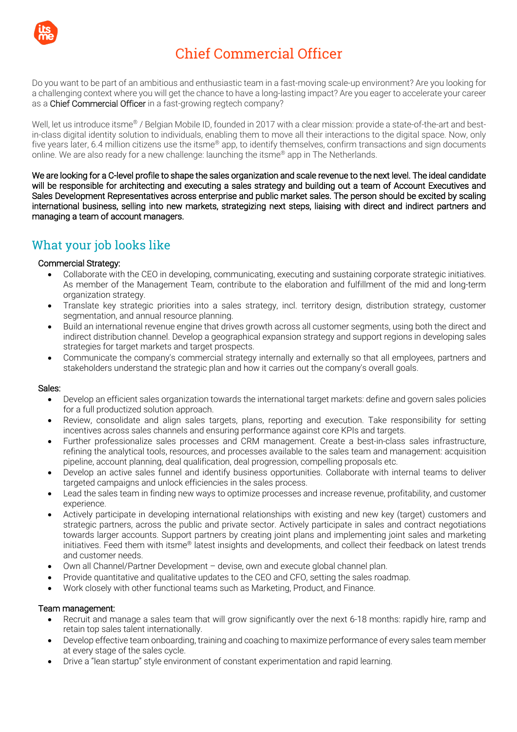# Chief Commercial Officer

Do you want to be part of an ambitious and enthusiastic team in a fast-moving scale-up environment? Are you looking for a challenging context where you will get the chance to have a long-lasting impact? Are you eager to accelerate your career as a Chief Commercial Officer in a fast-growing regtech company?

Well, let us introduce itsme® / Belgian Mobile ID, founded in 2017 with a clear mission: provide a state-of-the-art and best-in-class digital identity solution to individuals, enabling them to move all their interactions to the digital space. Now, only five years later, 6.4 million citizens use the itsme® app, to identify themselves, confirm transactions and sign documents online. We are also ready for a new challenge: launching the itsme® app in The Netherlands.

We are looking for a C-level profile to shape the sales organization and scale revenue to the next level. The ideal candidate will be responsible for architecting and executing a sales strategy and building out a team of Account Executives and Sales Development Representatives across enterprise and public market sales. The person should be excited by scaling international business, selling into new markets, strategizing next steps, liaising with direct and indirect partners and managing a team of account managers.

## What your job looks like

Commercial Strategy:

- Collaborate with the CEO in developing, communicating, executing and sustaining corporate strategic initiatives. As member of the Management Team, contribute to the elaboration and fulfillment of the mid and long-term organization strategy.
- Translate key strategic priorities into a sales strategy, incl. territory design, distribution strategy, customer segmentation, and annual resource planning.
- Build an international revenue engine that drives growth across all customer segments, using both the direct and indirect distribution channel. Develop a geographical expansion strategy and support regions in developing sales strategies for target markets and target prospects.
- Communicate the company's commercial strategy internally and externally so that all employees, partners and stakeholders understand the strategic plan and how it carries out the company's overall goals.

Sales:

- Develop an efficient sales organization towards the international target markets: define and govern sales policies for a full productized solution approach.
- Review, consolidate and align sales targets, plans, reporting and execution. Take responsibility for setting incentives across sales channels and ensuring performance against core KPIs and targets.
- Further professionalize sales processes and CRM management. Create a best-in-class sales infrastructure, refining the analytical tools, resources, and processes available to the sales team and management: acquisition pipeline, account planning, deal qualification, deal progression, compelling proposals etc.
- Develop an active sales funnel and identify business opportunities. Collaborate with internal teams to deliver targeted campaigns and unlock efficiencies in the sales process.
- Lead the sales team in finding new ways to optimize processes and increase revenue, profitability, and customer experience.
- Actively participate in developing international relationships with existing and new key (target) customers and strategic partners, across the public and private sector. Actively participate in sales and contract negotiations towards larger accounts. Support partners by creating joint plans and implementing joint sales and marketing initiatives. Feed them with itsme® latest insights and developments, and collect their feedback on latest trends and customer needs.
- Own all Channel/Partner Development – devise, own and execute global channel plan.
- Provide quantitative and qualitative updates to the CEO and CFO, setting the sales roadmap.
- Work closely with other functional teams such as Marketing, Product, and Finance.

Team management:

- Recruit and manage a sales team that will grow significantly over the next 6-18 months: rapidly hire, ramp and retain top sales talent internationally.
- Develop effective team onboarding, training and coaching to maximize performance of every sales team member at every stage of the sales cycle.
- Drive a "lean startup" style environment of constant experimentation and rapid learning.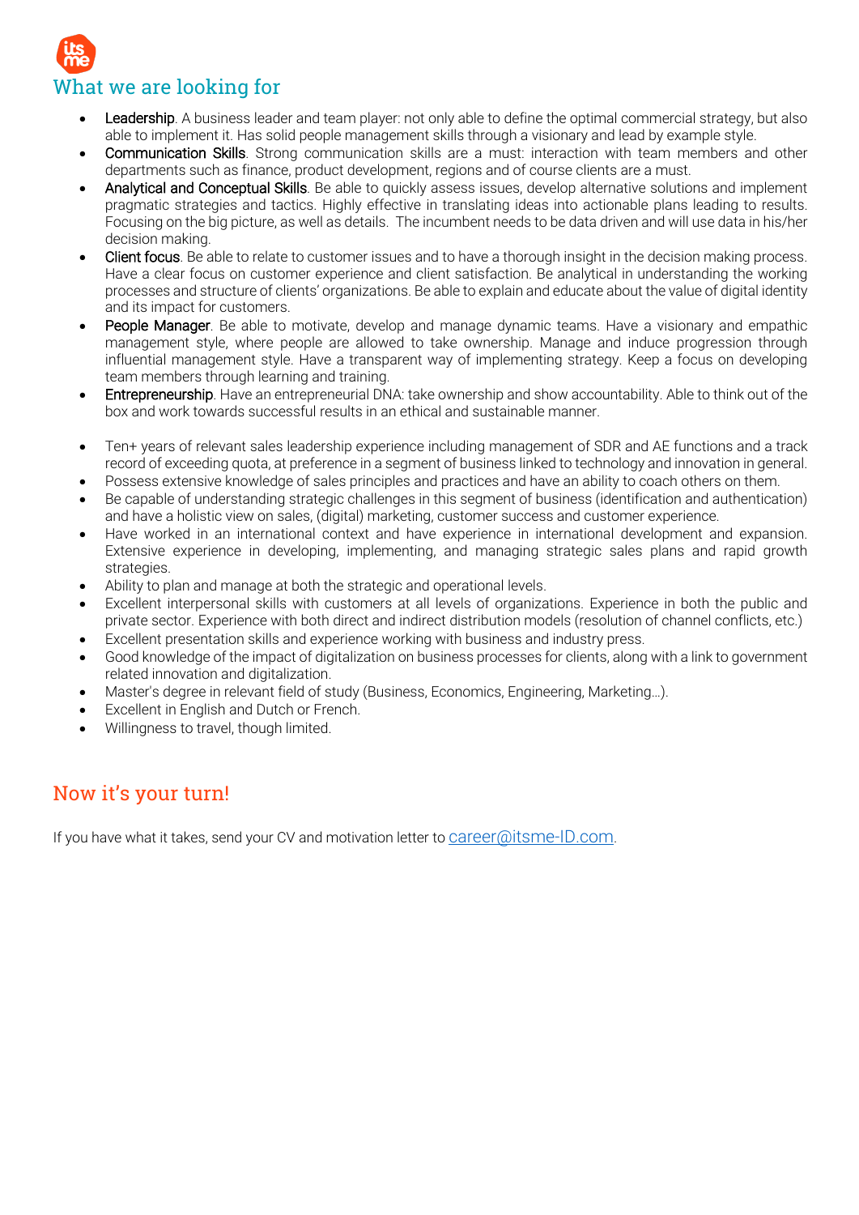## What we are looking for

- Leadership. A business leader and team player: not only able to define the optimal commercial strategy, but also able to implement it. Has solid people management skills through a visionary and lead by example style.
- Communication Skills. Strong communication skills are a must: interaction with team members and other departments such as finance, product development, regions and of course clients are a must.
- Analytical and Conceptual Skills. Be able to quickly assess issues, develop alternative solutions and implement pragmatic strategies and tactics. Highly effective in translating ideas into actionable plans leading to results. Focusing on the big picture, as well as details. The incumbent needs to be data driven and will use data in his/her decision making.
- Client focus. Be able to relate to customer issues and to have a thorough insight in the decision making process. Have a clear focus on customer experience and client satisfaction. Be analytical in understanding the working processes and structure of clients' organizations. Be able to explain and educate about the value of digital identity and its impact for customers.
- People Manager. Be able to motivate, develop and manage dynamic teams. Have a visionary and empathic management style, where people are allowed to take ownership. Manage and induce progression through influential management style. Have a transparent way of implementing strategy. Keep a focus on developing team members through learning and training.
- Entrepreneurship. Have an entrepreneurial DNA: take ownership and show accountability. Able to think out of the box and work towards successful results in an ethical and sustainable manner.

- Ten+ years of relevant sales leadership experience including management of SDR and AE functions and a track record of exceeding quota, at preference in a segment of business linked to technology and innovation in general.
- Possess extensive knowledge of sales principles and practices and have an ability to coach others on them.
- Be capable of understanding strategic challenges in this segment of business (identification and authentication) and have a holistic view on sales, (digital) marketing, customer success and customer experience.
- Have worked in an international context and have experience in international development and expansion. Extensive experience in developing, implementing, and managing strategic sales plans and rapid growth strategies.
- Ability to plan and manage at both the strategic and operational levels.
- Excellent interpersonal skills with customers at all levels of organizations. Experience in both the public and private sector. Experience with both direct and indirect distribution models (resolution of channel conflicts, etc.)
- Excellent presentation skills and experience working with business and industry press.
- Good knowledge of the impact of digitalization on business processes for clients, along with a link to government related innovation and digitalization.
- Master's degree in relevant field of study (Business, Economics, Engineering, Marketing…).
- Excellent in English and Dutch or French.
- Willingness to travel, though limited.

## Now it's your turn!

If you have what it takes, send your CV and motivation letter to career@itsme-ID.com.